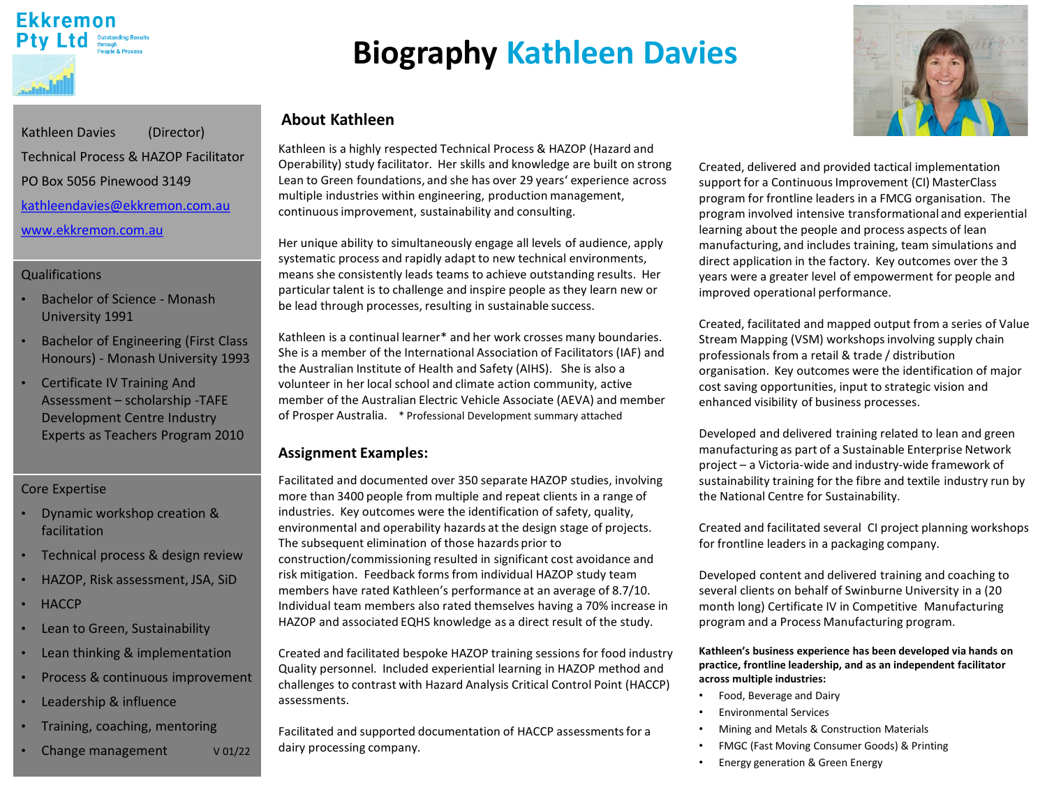Ekkremon Pty Ltd
Outstanding Results through People & Process

# Biography Kathleen Davies

Kathleen Davies (Director)

Technical Process & HAZOP Facilitator

PO Box 5056 Pinewood 3149

[kathleendavies@ekkremon.com.au](mailto:kathleendavies@ekkremon.com.au)

[www.ekkremon.com.au](http://www.ekkremon.com.au)

### Qualifications

- Bachelor of Science - Monash University 1991
- Bachelor of Engineering (First Class Honours) - Monash University 1993
- Certificate IV Training And Assessment – scholarship -TAFE Development Centre Industry Experts as Teachers Program 2010

### Core Expertise

- Dynamic workshop creation & facilitation
- Technical process & design review
- HAZOP, Risk assessment, JSA, SiD
- HACCP
- Lean to Green, Sustainability
- Lean thinking & implementation
- Process & continuous improvement
- Leadership & influence
- Training, coaching, mentoring
- Change management

V 01/22

## About Kathleen

Kathleen is a highly respected Technical Process & HAZOP (Hazard and Operability) study facilitator. Her skills and knowledge are built on strong Lean to Green foundations, and she has over 29 years' experience across multiple industries within engineering, production management, continuous improvement, sustainability and consulting.

Her unique ability to simultaneously engage all levels of audience, apply systematic process and rapidly adapt to new technical environments, means she consistently leads teams to achieve outstanding results. Her particular talent is to challenge and inspire people as they learn new or be lead through processes, resulting in sustainable success.

Kathleen is a continual learner* and her work crosses many boundaries. She is a member of the International Association of Facilitators (IAF) and the Australian Institute of Health and Safety (AIHS). She is also a volunteer in her local school and climate action community, active member of the Australian Electric Vehicle Associate (AEVA) and member of Prosper Australia. * Professional Development summary attached

## Assignment Examples:

Facilitated and documented over 350 separate HAZOP studies, involving more than 3400 people from multiple and repeat clients in a range of industries. Key outcomes were the identification of safety, quality, environmental and operability hazards at the design stage of projects. The subsequent elimination of those hazards prior to construction/commissioning resulted in significant cost avoidance and risk mitigation. Feedback forms from individual HAZOP study team members have rated Kathleen's performance at an average of 8.7/10. Individual team members also rated themselves having a 70% increase in HAZOP and associated EQHS knowledge as a direct result of the study.

Created and facilitated bespoke HAZOP training sessions for food industry Quality personnel. Included experiential learning in HAZOP method and challenges to contrast with Hazard Analysis Critical Control Point (HACCP) assessments.

Facilitated and supported documentation of HACCP assessments for a dairy processing company.

Created, delivered and provided tactical implementation support for a Continuous Improvement (CI) MasterClass program for frontline leaders in a FMCG organisation. The program involved intensive transformational and experiential learning about the people and process aspects of lean manufacturing, and includes training, team simulations and direct application in the factory. Key outcomes over the 3 years were a greater level of empowerment for people and improved operational performance.

Created, facilitated and mapped output from a series of Value Stream Mapping (VSM) workshops involving supply chain professionals from a retail & trade / distribution organisation. Key outcomes were the identification of major cost saving opportunities, input to strategic vision and enhanced visibility of business processes.

Developed and delivered training related to lean and green manufacturing as part of a Sustainable Enterprise Network project – a Victoria-wide and industry-wide framework of sustainability training for the fibre and textile industry run by the National Centre for Sustainability.

Created and facilitated several CI project planning workshops for frontline leaders in a packaging company.

Developed content and delivered training and coaching to several clients on behalf of Swinburne University in a (20 month long) Certificate IV in Competitive Manufacturing program and a Process Manufacturing program.

**Kathleen's business experience has been developed via hands on practice, frontline leadership, and as an independent facilitator across multiple industries:**

- Food, Beverage and Dairy
- Environmental Services
- Mining and Metals & Construction Materials
- FMGC (Fast Moving Consumer Goods) & Printing
- Energy generation & Green Energy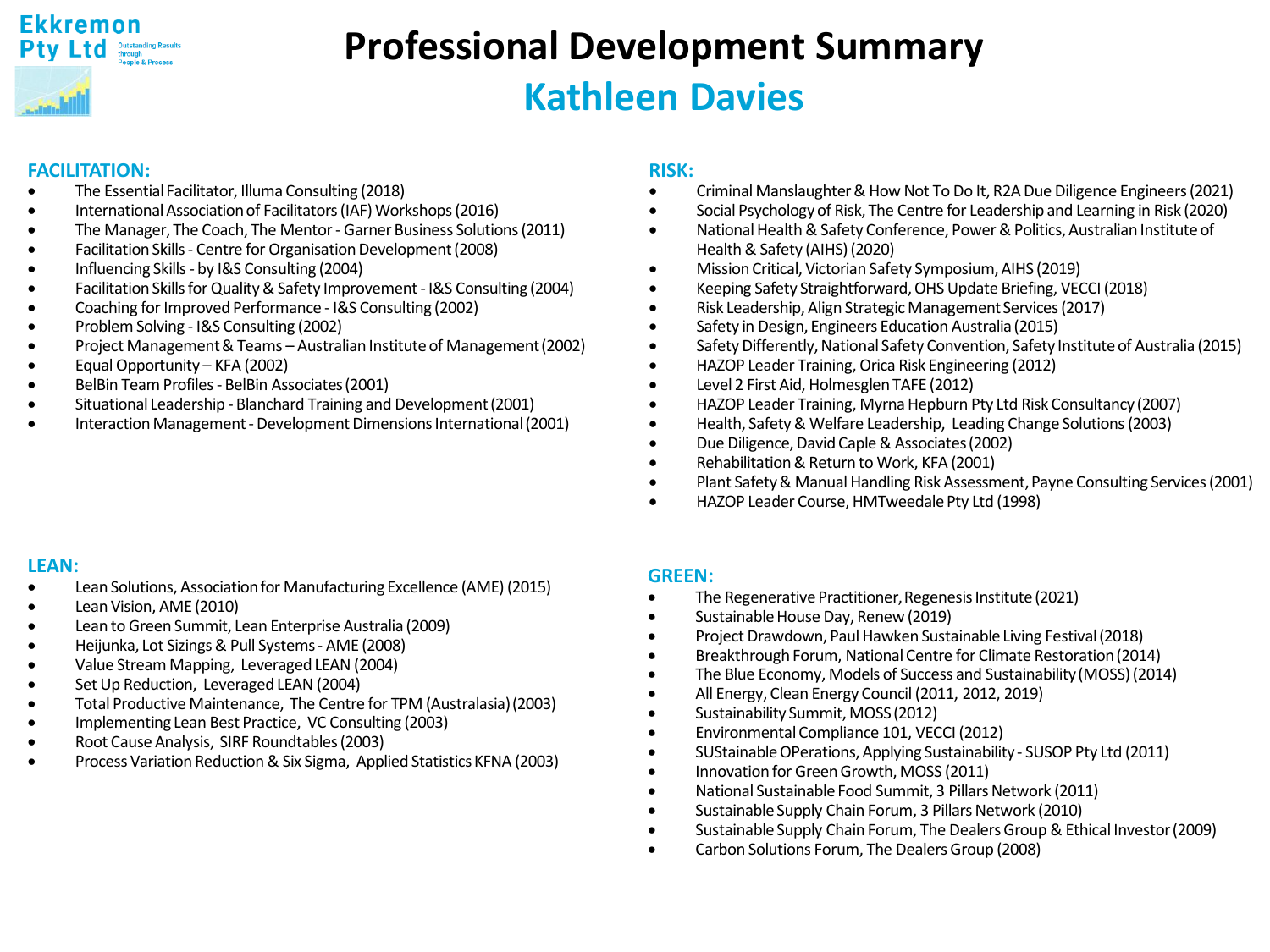Ekkremon Pty Ltd
Outstanding Results through People & Process

# Professional Development Summary

## Kathleen Davies

### FACILITATION:

- The Essential Facilitator, Illuma Consulting (2018)
- International Association of Facilitators (IAF) Workshops (2016)
- The Manager, The Coach, The Mentor - Garner Business Solutions (2011)
- Facilitation Skills - Centre for Organisation Development (2008)
- Influencing Skills - by I&S Consulting (2004)
- Facilitation Skills for Quality & Safety Improvement - I&S Consulting (2004)
- Coaching for Improved Performance - I&S Consulting (2002)
- Problem Solving - I&S Consulting (2002)
- Project Management & Teams – Australian Institute of Management (2002)
- Equal Opportunity – KFA (2002)
- BelBin Team Profiles - BelBin Associates (2001)
- Situational Leadership - Blanchard Training and Development (2001)
- Interaction Management - Development Dimensions International (2001)

### LEAN:

- Lean Solutions, Association for Manufacturing Excellence (AME) (2015)
- Lean Vision, AME (2010)
- Lean to Green Summit, Lean Enterprise Australia (2009)
- Heijunka, Lot Sizings & Pull Systems - AME (2008)
- Value Stream Mapping, Leveraged LEAN (2004)
- Set Up Reduction, Leveraged LEAN (2004)
- Total Productive Maintenance, The Centre for TPM (Australasia) (2003)
- Implementing Lean Best Practice, VC Consulting (2003)
- Root Cause Analysis, SIRF Roundtables (2003)
- Process Variation Reduction & Six Sigma, Applied Statistics KFNA (2003)

### RISK:

- Criminal Manslaughter & How Not To Do It, R2A Due Diligence Engineers (2021)
- Social Psychology of Risk, The Centre for Leadership and Learning in Risk (2020)
- National Health & Safety Conference, Power & Politics, Australian Institute of Health & Safety (AIHS) (2020)
- Mission Critical, Victorian Safety Symposium, AIHS (2019)
- Keeping Safety Straightforward, OHS Update Briefing, VECCI (2018)
- Risk Leadership, Align Strategic Management Services (2017)
- Safety in Design, Engineers Education Australia (2015)
- Safety Differently, National Safety Convention, Safety Institute of Australia (2015)
- HAZOP Leader Training, Orica Risk Engineering (2012)
- Level 2 First Aid, Holmesglen TAFE (2012)
- HAZOP Leader Training, Myrna Hepburn Pty Ltd Risk Consultancy (2007)
- Health, Safety & Welfare Leadership, Leading Change Solutions (2003)
- Due Diligence, David Caple & Associates (2002)
- Rehabilitation & Return to Work, KFA (2001)
- Plant Safety & Manual Handling Risk Assessment, Payne Consulting Services (2001)
- HAZOP Leader Course, HMTweedale Pty Ltd (1998)

### GREEN:

- The Regenerative Practitioner, Regenesis Institute (2021)
- Sustainable House Day, Renew (2019)
- Project Drawdown, Paul Hawken Sustainable Living Festival (2018)
- Breakthrough Forum, National Centre for Climate Restoration (2014)
- The Blue Economy, Models of Success and Sustainability (MOSS) (2014)
- All Energy, Clean Energy Council (2011, 2012, 2019)
- Sustainability Summit, MOSS (2012)
- Environmental Compliance 101, VECCI (2012)
- SUStainable OPerations, Applying Sustainability - SUSOP Pty Ltd (2011)
- Innovation for Green Growth, MOSS (2011)
- National Sustainable Food Summit, 3 Pillars Network (2011)
- Sustainable Supply Chain Forum, 3 Pillars Network (2010)
- Sustainable Supply Chain Forum, The Dealers Group & Ethical Investor (2009)
- Carbon Solutions Forum, The Dealers Group (2008)